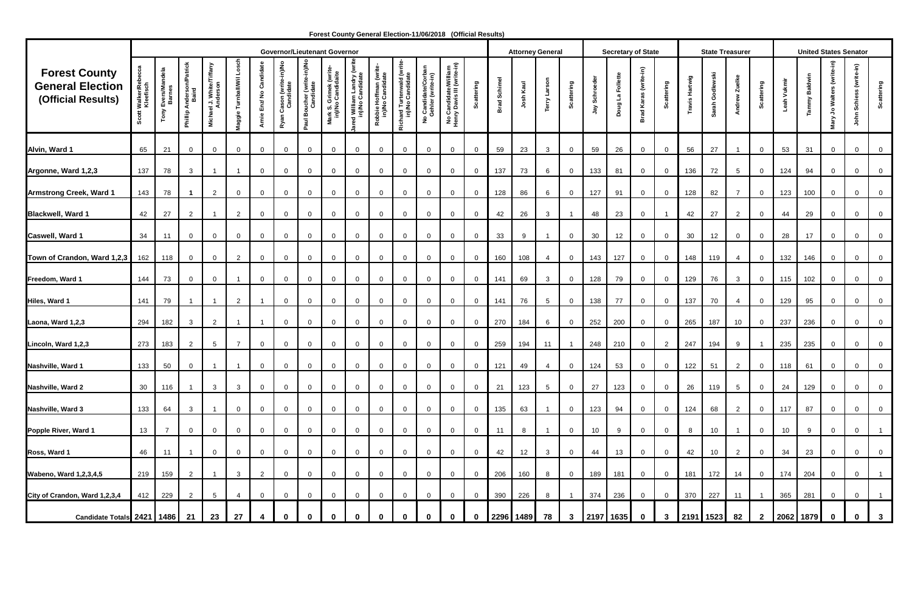**Forest County General Election-11/06/2018 (Official Results)**

| Forest County General Election (Official Results) | Governor/Lieutenant Governor | | | | | | | | | | | | | | | Attorney General | | | | Secretary of State | | | | State Treasurer | | | | United States Senator | | | | |
|---|---|---|---|---|---|---|---|---|---|---|---|---|---|---|---|---|---|---|---|---|---|---|---|---|---|---|---|---|---|---|---|---|
| | Scott Walker/Rebecca Kleefisch | Tony Evers/Mandela Barnes | Phillip Anderson/Patrick Baird | Michael J. White/Tiffany Anderson | Maggie Turnbull/Wil Losch | Arnie Enz/ No Candidate | Ryan Cason (write-in)/No Candidate | Paul Boucher (write-in)/No Candidate | Mark S. Grimek (write-in)/No Candidate | Jared William Landry (write-in)/No Candidate | Robbie Hoffman (write-in)/No Candidate | Richard Turtenwald (write-in)/No Candidate | No Candidate/Corban Gehler (write-in) | No Candidate/William Henry Davis III (write-in) | Scattering | Brad Schimel | Josh Kaul | Terry Larson | Scattering | Jay Schroeder | Doug La Follette | Brad Karas (write-in) | Scattering | Travis Hartwig | Sarah Godlewski | Andrew Zuelke | Scattering | Leah Vukmir | Tammy Baldwin | Mary Jo Walters (write-in) | John Schiess (write-in) | Scattering |
| Alvin, Ward 1 | 65 | 21 | 0 | 0 | 0 | 0 | 0 | 0 | 0 | 0 | 0 | 0 | 0 | 0 | 0 | 59 | 23 | 3 | 0 | 59 | 26 | 0 | 0 | 56 | 27 | 1 | 0 | 53 | 31 | 0 | 0 | 0 |
| Argonne, Ward 1,2,3 | 137 | 78 | 3 | 1 | 1 | 0 | 0 | 0 | 0 | 0 | 0 | 0 | 0 | 0 | 0 | 137 | 73 | 6 | 0 | 133 | 81 | 0 | 0 | 136 | 72 | 5 | 0 | 124 | 94 | 0 | 0 | 0 |
| Armstrong Creek, Ward 1 | 143 | 78 | 1 | 2 | 0 | 0 | 0 | 0 | 0 | 0 | 0 | 0 | 0 | 0 | 0 | 128 | 86 | 6 | 0 | 127 | 91 | 0 | 0 | 128 | 82 | 7 | 0 | 123 | 100 | 0 | 0 | 0 |
| Blackwell, Ward 1 | 42 | 27 | 2 | 1 | 2 | 0 | 0 | 0 | 0 | 0 | 0 | 0 | 0 | 0 | 0 | 42 | 26 | 3 | 1 | 48 | 23 | 0 | 1 | 42 | 27 | 2 | 0 | 44 | 29 | 0 | 0 | 0 |
| Caswell, Ward 1 | 34 | 11 | 0 | 0 | 0 | 0 | 0 | 0 | 0 | 0 | 0 | 0 | 0 | 0 | 0 | 33 | 9 | 1 | 0 | 30 | 12 | 0 | 0 | 30 | 12 | 0 | 0 | 28 | 17 | 0 | 0 | 0 |
| Town of Crandon, Ward 1,2,3 | 162 | 118 | 0 | 0 | 2 | 0 | 0 | 0 | 0 | 0 | 0 | 0 | 0 | 0 | 0 | 160 | 108 | 4 | 0 | 143 | 127 | 0 | 0 | 148 | 119 | 4 | 0 | 132 | 146 | 0 | 0 | 0 |
| Freedom, Ward 1 | 144 | 73 | 0 | 0 | 1 | 0 | 0 | 0 | 0 | 0 | 0 | 0 | 0 | 0 | 0 | 141 | 69 | 3 | 0 | 128 | 79 | 0 | 0 | 129 | 76 | 3 | 0 | 115 | 102 | 0 | 0 | 0 |
| Hiles, Ward 1 | 141 | 79 | 1 | 1 | 2 | 1 | 0 | 0 | 0 | 0 | 0 | 0 | 0 | 0 | 0 | 141 | 76 | 5 | 0 | 138 | 77 | 0 | 0 | 137 | 70 | 4 | 0 | 129 | 95 | 0 | 0 | 0 |
| Laona, Ward 1,2,3 | 294 | 182 | 3 | 2 | 1 | 1 | 0 | 0 | 0 | 0 | 0 | 0 | 0 | 0 | 0 | 270 | 184 | 6 | 0 | 252 | 200 | 0 | 0 | 265 | 187 | 10 | 0 | 237 | 236 | 0 | 0 | 0 |
| Lincoln, Ward 1,2,3 | 273 | 183 | 2 | 5 | 7 | 0 | 0 | 0 | 0 | 0 | 0 | 0 | 0 | 0 | 0 | 259 | 194 | 11 | 1 | 248 | 210 | 0 | 2 | 247 | 194 | 9 | 1 | 235 | 235 | 0 | 0 | 0 |
| Nashville, Ward 1 | 133 | 50 | 0 | 1 | 1 | 0 | 0 | 0 | 0 | 0 | 0 | 0 | 0 | 0 | 0 | 121 | 49 | 4 | 0 | 124 | 53 | 0 | 0 | 122 | 51 | 2 | 0 | 118 | 61 | 0 | 0 | 0 |
| Nashville, Ward 2 | 30 | 116 | 1 | 3 | 3 | 0 | 0 | 0 | 0 | 0 | 0 | 0 | 0 | 0 | 0 | 21 | 123 | 5 | 0 | 27 | 123 | 0 | 0 | 26 | 119 | 5 | 0 | 24 | 129 | 0 | 0 | 0 |
| Nashville, Ward 3 | 133 | 64 | 3 | 1 | 0 | 0 | 0 | 0 | 0 | 0 | 0 | 0 | 0 | 0 | 0 | 135 | 63 | 1 | 0 | 123 | 94 | 0 | 0 | 124 | 68 | 2 | 0 | 117 | 87 | 0 | 0 | 0 |
| Popple River, Ward 1 | 13 | 7 | 0 | 0 | 0 | 0 | 0 | 0 | 0 | 0 | 0 | 0 | 0 | 0 | 0 | 11 | 8 | 1 | 0 | 10 | 9 | 0 | 0 | 8 | 10 | 1 | 0 | 10 | 9 | 0 | 0 | 1 |
| Ross, Ward 1 | 46 | 11 | 1 | 0 | 0 | 0 | 0 | 0 | 0 | 0 | 0 | 0 | 0 | 0 | 0 | 42 | 12 | 3 | 0 | 44 | 13 | 0 | 0 | 42 | 10 | 2 | 0 | 34 | 23 | 0 | 0 | 0 |
| Wabeno, Ward 1,2,3,4,5 | 219 | 159 | 2 | 1 | 3 | 2 | 0 | 0 | 0 | 0 | 0 | 0 | 0 | 0 | 0 | 206 | 160 | 8 | 0 | 189 | 181 | 0 | 0 | 181 | 172 | 14 | 0 | 174 | 204 | 0 | 0 | 1 |
| City of Crandon, Ward 1,2,3,4 | 412 | 229 | 2 | 5 | 4 | 0 | 0 | 0 | 0 | 0 | 0 | 0 | 0 | 0 | 0 | 390 | 226 | 8 | 1 | 374 | 236 | 0 | 0 | 370 | 227 | 11 | 1 | 365 | 281 | 0 | 0 | 1 |
| **Candidate Totals** | **2421** | **1486** | **21** | **23** | **27** | **4** | **0** | **0** | **0** | **0** | **0** | **0** | **0** | **0** | **0** | **2296** | **1489** | **78** | **3** | **2197** | **1635** | **0** | **3** | **2191** | **1523** | **82** | **2** | **2062** | **1879** | **0** | **0** | **3** |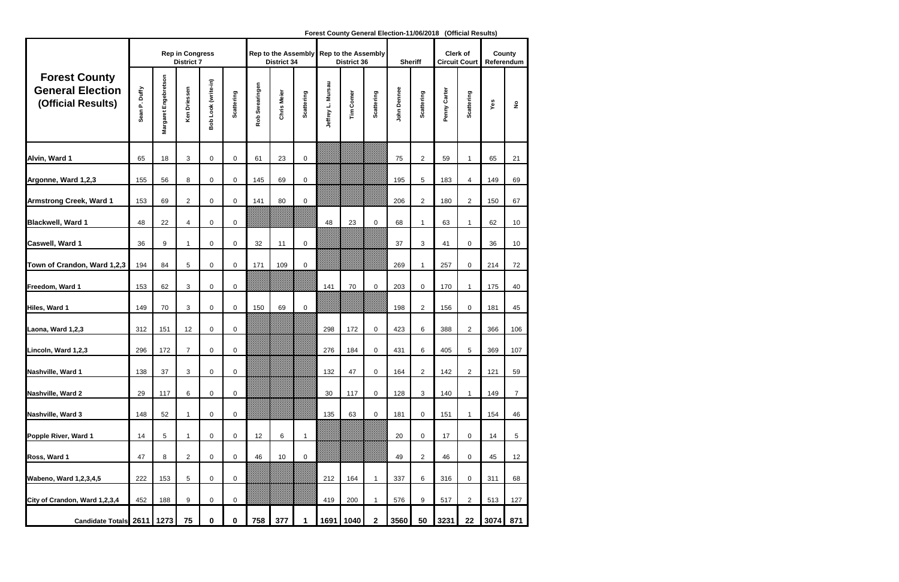Forest County General Election-11/06/2018 (Official Results)

| Forest County General Election (Official Results) | Rep in Congress District 7 | | | | | Rep to the Assembly District 34 | | | Rep to the Assembly District 36 | | | Sheriff | | Clerk of Circuit Court | | County Referendum | |
|---|---|---|---|---|---|---|---|---|---|---|---|---|---|---|---|---|---|
| | Sean P. Duffy | Margaret Engebretson | Ken Driessen | Bob Look (write-in) | Scattering | Rob Swearingen | Chris Meier | Scattering | Jeffrey L. Mursau | Tim Comer | Scattering | John Dennee | Scattering | Penny Carter | Scattering | Yes | No |
| Alvin, Ward 1 | 65 | 18 | 3 | 0 | 0 | 61 | 23 | 0 | | | | 75 | 2 | 59 | 1 | 65 | 21 |
| Argonne, Ward 1,2,3 | 155 | 56 | 8 | 0 | 0 | 145 | 69 | 0 | | | | 195 | 5 | 183 | 4 | 149 | 69 |
| Armstrong Creek, Ward 1 | 153 | 69 | 2 | 0 | 0 | 141 | 80 | 0 | | | | 206 | 2 | 180 | 2 | 150 | 67 |
| Blackwell, Ward 1 | 48 | 22 | 4 | 0 | 0 | | | | 48 | 23 | 0 | 68 | 1 | 63 | 1 | 62 | 10 |
| Caswell, Ward 1 | 36 | 9 | 1 | 0 | 0 | 32 | 11 | 0 | | | | 37 | 3 | 41 | 0 | 36 | 10 |
| Town of Crandon, Ward 1,2,3 | 194 | 84 | 5 | 0 | 0 | 171 | 109 | 0 | | | | 269 | 1 | 257 | 0 | 214 | 72 |
| Freedom, Ward 1 | 153 | 62 | 3 | 0 | 0 | | | | 141 | 70 | 0 | 203 | 0 | 170 | 1 | 175 | 40 |
| Hiles, Ward 1 | 149 | 70 | 3 | 0 | 0 | 150 | 69 | 0 | | | | 198 | 2 | 156 | 0 | 181 | 45 |
| Laona, Ward 1,2,3 | 312 | 151 | 12 | 0 | 0 | | | | 298 | 172 | 0 | 423 | 6 | 388 | 2 | 366 | 106 |
| Lincoln, Ward 1,2,3 | 296 | 172 | 7 | 0 | 0 | | | | 276 | 184 | 0 | 431 | 6 | 405 | 5 | 369 | 107 |
| Nashville, Ward 1 | 138 | 37 | 3 | 0 | 0 | | | | 132 | 47 | 0 | 164 | 2 | 142 | 2 | 121 | 59 |
| Nashville, Ward 2 | 29 | 117 | 6 | 0 | 0 | | | | 30 | 117 | 0 | 128 | 3 | 140 | 1 | 149 | 7 |
| Nashville, Ward 3 | 148 | 52 | 1 | 0 | 0 | | | | 135 | 63 | 0 | 181 | 0 | 151 | 1 | 154 | 46 |
| Popple River, Ward 1 | 14 | 5 | 1 | 0 | 0 | 12 | 6 | 1 | | | | 20 | 0 | 17 | 0 | 14 | 5 |
| Ross, Ward 1 | 47 | 8 | 2 | 0 | 0 | 46 | 10 | 0 | | | | 49 | 2 | 46 | 0 | 45 | 12 |
| Wabeno, Ward 1,2,3,4,5 | 222 | 153 | 5 | 0 | 0 | | | | 212 | 164 | 1 | 337 | 6 | 316 | 0 | 311 | 68 |
| City of Crandon, Ward 1,2,3,4 | 452 | 188 | 9 | 0 | 0 | | | | 419 | 200 | 1 | 576 | 9 | 517 | 2 | 513 | 127 |
| **Candidate Totals** | **2611** | **1273** | **75** | **0** | **0** | **758** | **377** | **1** | **1691** | **1040** | **2** | **3560** | **50** | **3231** | **22** | **3074** | **871** |